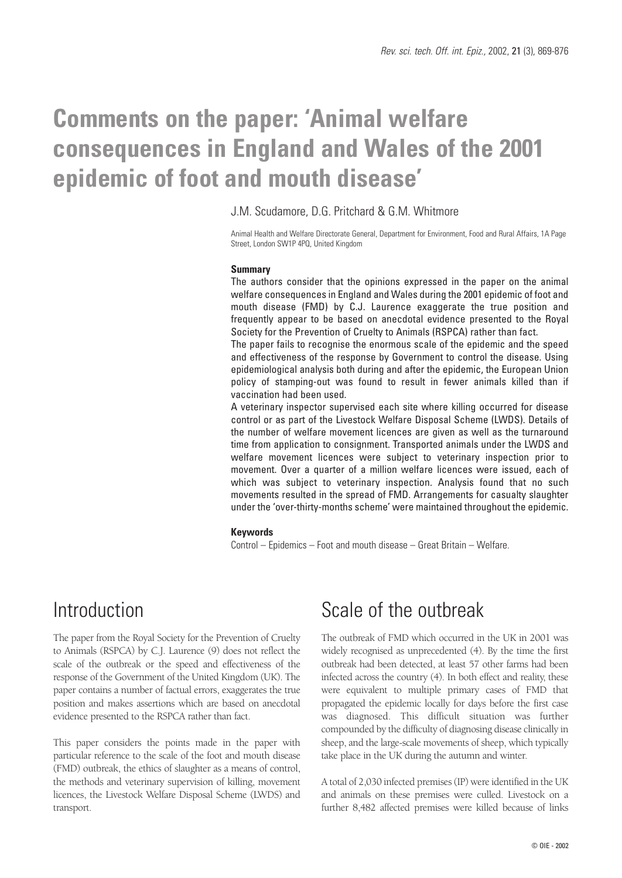# Comments on the paper: 'Animal welfare consequences in England and Wales of the 2001 epidemic of foot and mouth disease'

J.M. Scudamore, D.G. Pritchard & G.M. Whitmore

Animal Health and Welfare Directorate General, Department for Environment, Food and Rural Affairs, 1A Page Street, London SW1P 4PQ, United Kingdom

## Summary

The authors consider that the opinions expressed in the paper on the animal welfare consequences in England and Wales during the 2001 epidemic of foot and mouth disease (FMD) by C.J. Laurence exaggerate the true position and frequently appear to be based on anecdotal evidence presented to the Royal Society for the Prevention of Cruelty to Animals (RSPCA) rather than fact.

The paper fails to recognise the enormous scale of the epidemic and the speed and effectiveness of the response by Government to control the disease. Using epidemiological analysis both during and after the epidemic, the European Union policy of stamping-out was found to result in fewer animals killed than if vaccination had been used.

A veterinary inspector supervised each site where killing occurred for disease control or as part of the Livestock Welfare Disposal Scheme (LWDS). Details of the number of welfare movement licences are given as well as the turnaround time from application to consignment. Transported animals under the LWDS and welfare movement licences were subject to veterinary inspection prior to movement. Over a quarter of a million welfare licences were issued, each of which was subject to veterinary inspection. Analysis found that no such movements resulted in the spread of FMD. Arrangements for casualty slaughter under the 'over-thirty-months scheme' were maintained throughout the epidemic.

## Keywords

Control – Epidemics – Foot and mouth disease – Great Britain – Welfare.

## Introduction

The paper from the Royal Society for the Prevention of Cruelty to Animals (RSPCA) by C.J. Laurence (9) does not reflect the scale of the outbreak or the speed and effectiveness of the response of the Government of the United Kingdom (UK). The paper contains a number of factual errors, exaggerates the true position and makes assertions which are based on anecdotal evidence presented to the RSPCA rather than fact.

This paper considers the points made in the paper with particular reference to the scale of the foot and mouth disease (FMD) outbreak, the ethics of slaughter as a means of control, the methods and veterinary supervision of killing, movement licences, the Livestock Welfare Disposal Scheme (LWDS) and transport.

## Scale of the outbreak

The outbreak of FMD which occurred in the UK in 2001 was widely recognised as unprecedented (4). By the time the first outbreak had been detected, at least 57 other farms had been infected across the country (4). In both effect and reality, these were equivalent to multiple primary cases of FMD that propagated the epidemic locally for days before the first case was diagnosed. This difficult situation was further compounded by the difficulty of diagnosing disease clinically in sheep, and the large-scale movements of sheep, which typically take place in the UK during the autumn and winter.

A total of 2,030 infected premises (IP) were identified in the UK and animals on these premises were culled. Livestock on a further 8,482 affected premises were killed because of links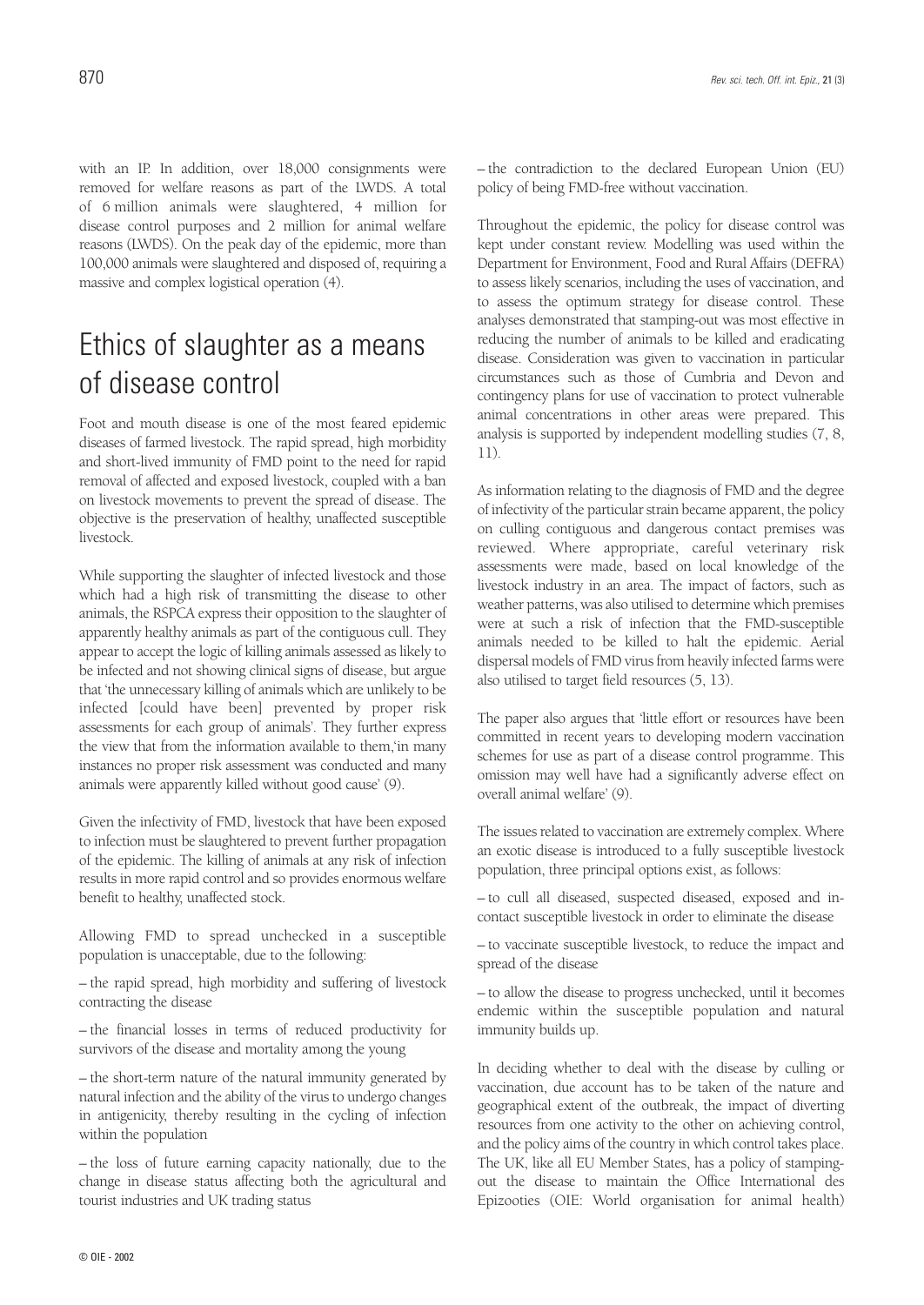with an IP. In addition, over 18,000 consignments were removed for welfare reasons as part of the LWDS. A total of 6 million animals were slaughtered, 4 million for disease control purposes and 2 million for animal welfare reasons (LWDS). On the peak day of the epidemic, more than 100,000 animals were slaughtered and disposed of, requiring a massive and complex logistical operation (4).

# Ethics of slaughter as a means of disease control

Foot and mouth disease is one of the most feared epidemic diseases of farmed livestock. The rapid spread, high morbidity and short-lived immunity of FMD point to the need for rapid removal of affected and exposed livestock, coupled with a ban on livestock movements to prevent the spread of disease. The objective is the preservation of healthy, unaffected susceptible livestock.

While supporting the slaughter of infected livestock and those which had a high risk of transmitting the disease to other animals, the RSPCA express their opposition to the slaughter of apparently healthy animals as part of the contiguous cull. They appear to accept the logic of killing animals assessed as likely to be infected and not showing clinical signs of disease, but argue that 'the unnecessary killing of animals which are unlikely to be infected [could have been] prevented by proper risk assessments for each group of animals'. They further express the view that from the information available to them,'in many instances no proper risk assessment was conducted and many animals were apparently killed without good cause' (9).

Given the infectivity of FMD, livestock that have been exposed to infection must be slaughtered to prevent further propagation of the epidemic. The killing of animals at any risk of infection results in more rapid control and so provides enormous welfare benefit to healthy, unaffected stock.

Allowing FMD to spread unchecked in a susceptible population is unacceptable, due to the following:

– the rapid spread, high morbidity and suffering of livestock contracting the disease

– the financial losses in terms of reduced productivity for survivors of the disease and mortality among the young

– the short-term nature of the natural immunity generated by natural infection and the ability of the virus to undergo changes in antigenicity, thereby resulting in the cycling of infection within the population

– the loss of future earning capacity nationally, due to the change in disease status affecting both the agricultural and tourist industries and UK trading status

– the contradiction to the declared European Union (EU) policy of being FMD-free without vaccination.

Throughout the epidemic, the policy for disease control was kept under constant review. Modelling was used within the Department for Environment, Food and Rural Affairs (DEFRA) to assess likely scenarios, including the uses of vaccination, and to assess the optimum strategy for disease control. These analyses demonstrated that stamping-out was most effective in reducing the number of animals to be killed and eradicating disease. Consideration was given to vaccination in particular circumstances such as those of Cumbria and Devon and contingency plans for use of vaccination to protect vulnerable animal concentrations in other areas were prepared. This analysis is supported by independent modelling studies (7, 8, 11).

As information relating to the diagnosis of FMD and the degree of infectivity of the particular strain became apparent, the policy on culling contiguous and dangerous contact premises was reviewed. Where appropriate, careful veterinary risk assessments were made, based on local knowledge of the livestock industry in an area. The impact of factors, such as weather patterns, was also utilised to determine which premises were at such a risk of infection that the FMD-susceptible animals needed to be killed to halt the epidemic. Aerial dispersal models of FMD virus from heavily infected farms were also utilised to target field resources (5, 13).

The paper also argues that 'little effort or resources have been committed in recent years to developing modern vaccination schemes for use as part of a disease control programme. This omission may well have had a significantly adverse effect on overall animal welfare' (9).

The issues related to vaccination are extremely complex. Where an exotic disease is introduced to a fully susceptible livestock population, three principal options exist, as follows:

– to cull all diseased, suspected diseased, exposed and in-contact susceptible livestock in order to eliminate the disease

– to vaccinate susceptible livestock, to reduce the impact and spread of the disease

– to allow the disease to progress unchecked, until it becomes endemic within the susceptible population and natural immunity builds up.

In deciding whether to deal with the disease by culling or vaccination, due account has to be taken of the nature and geographical extent of the outbreak, the impact of diverting resources from one activity to the other on achieving control, and the policy aims of the country in which control takes place. The UK, like all EU Member States, has a policy of stamping-out the disease to maintain the Office International des Epizooties (OIE: World organisation for animal health)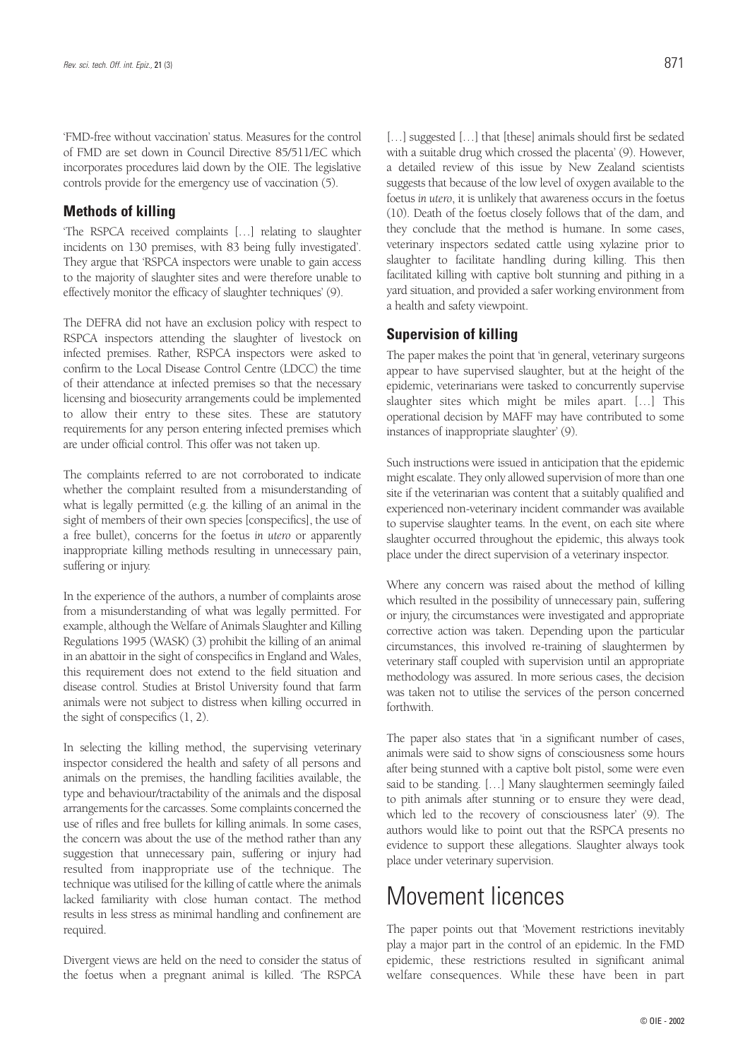'FMD-free without vaccination' status. Measures for the control of FMD are set down in Council Directive 85/511/EC which incorporates procedures laid down by the OIE. The legislative controls provide for the emergency use of vaccination (5).

### Methods of killing

'The RSPCA received complaints […] relating to slaughter incidents on 130 premises, with 83 being fully investigated'. They argue that 'RSPCA inspectors were unable to gain access to the majority of slaughter sites and were therefore unable to effectively monitor the efficacy of slaughter techniques' (9).

The DEFRA did not have an exclusion policy with respect to RSPCA inspectors attending the slaughter of livestock on infected premises. Rather, RSPCA inspectors were asked to confirm to the Local Disease Control Centre (LDCC) the time of their attendance at infected premises so that the necessary licensing and biosecurity arrangements could be implemented to allow their entry to these sites. These are statutory requirements for any person entering infected premises which are under official control. This offer was not taken up.

The complaints referred to are not corroborated to indicate whether the complaint resulted from a misunderstanding of what is legally permitted (e.g. the killing of an animal in the sight of members of their own species [conspecifics], the use of a free bullet), concerns for the foetus *in utero* or apparently inappropriate killing methods resulting in unnecessary pain, suffering or injury.

In the experience of the authors, a number of complaints arose from a misunderstanding of what was legally permitted. For example, although the Welfare of Animals Slaughter and Killing Regulations 1995 (WASK) (3) prohibit the killing of an animal in an abattoir in the sight of conspecifics in England and Wales, this requirement does not extend to the field situation and disease control. Studies at Bristol University found that farm animals were not subject to distress when killing occurred in the sight of conspecifics (1, 2).

In selecting the killing method, the supervising veterinary inspector considered the health and safety of all persons and animals on the premises, the handling facilities available, the type and behaviour/tractability of the animals and the disposal arrangements for the carcasses. Some complaints concerned the use of rifles and free bullets for killing animals. In some cases, the concern was about the use of the method rather than any suggestion that unnecessary pain, suffering or injury had resulted from inappropriate use of the technique. The technique was utilised for the killing of cattle where the animals lacked familiarity with close human contact. The method results in less stress as minimal handling and confinement are required.

Divergent views are held on the need to consider the status of the foetus when a pregnant animal is killed. 'The RSPCA […] suggested […] that [these] animals should first be sedated with a suitable drug which crossed the placenta' (9). However, a detailed review of this issue by New Zealand scientists suggests that because of the low level of oxygen available to the foetus *in utero*, it is unlikely that awareness occurs in the foetus (10). Death of the foetus closely follows that of the dam, and they conclude that the method is humane. In some cases, veterinary inspectors sedated cattle using xylazine prior to slaughter to facilitate handling during killing. This then facilitated killing with captive bolt stunning and pithing in a yard situation, and provided a safer working environment from a health and safety viewpoint.

### Supervision of killing

The paper makes the point that 'in general, veterinary surgeons appear to have supervised slaughter, but at the height of the epidemic, veterinarians were tasked to concurrently supervise slaughter sites which might be miles apart. […] This operational decision by MAFF may have contributed to some instances of inappropriate slaughter' (9).

Such instructions were issued in anticipation that the epidemic might escalate. They only allowed supervision of more than one site if the veterinarian was content that a suitably qualified and experienced non-veterinary incident commander was available to supervise slaughter teams. In the event, on each site where slaughter occurred throughout the epidemic, this always took place under the direct supervision of a veterinary inspector.

Where any concern was raised about the method of killing which resulted in the possibility of unnecessary pain, suffering or injury, the circumstances were investigated and appropriate corrective action was taken. Depending upon the particular circumstances, this involved re-training of slaughtermen by veterinary staff coupled with supervision until an appropriate methodology was assured. In more serious cases, the decision was taken not to utilise the services of the person concerned forthwith.

The paper also states that 'in a significant number of cases, animals were said to show signs of consciousness some hours after being stunned with a captive bolt pistol, some were even said to be standing. […] Many slaughtermen seemingly failed to pith animals after stunning or to ensure they were dead, which led to the recovery of consciousness later' (9). The authors would like to point out that the RSPCA presents no evidence to support these allegations. Slaughter always took place under veterinary supervision.

## Movement licences

The paper points out that 'Movement restrictions inevitably play a major part in the control of an epidemic. In the FMD epidemic, these restrictions resulted in significant animal welfare consequences. While these have been in part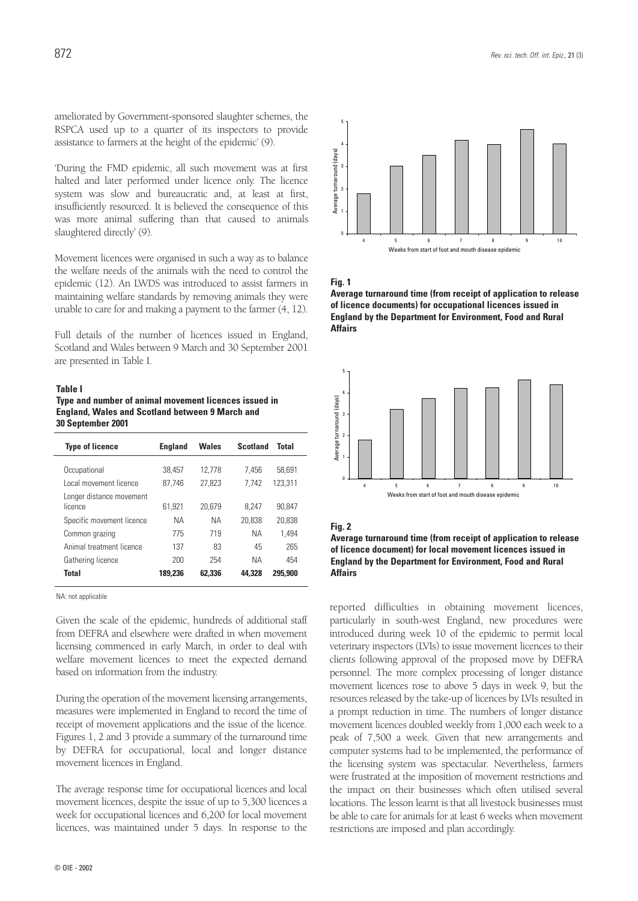ameliorated by Government-sponsored slaughter schemes, the RSPCA used up to a quarter of its inspectors to provide assistance to farmers at the height of the epidemic' (9).

'During the FMD epidemic, all such movement was at first halted and later performed under licence only. The licence system was slow and bureaucratic and, at least at first, insufficiently resourced. It is believed the consequence of this was more animal suffering than that caused to animals slaughtered directly' (9).

Movement licences were organised in such a way as to balance the welfare needs of the animals with the need to control the epidemic (12). An LWDS was introduced to assist farmers in maintaining welfare standards by removing animals they were unable to care for and making a payment to the farmer (4, 12).

Full details of the number of licences issued in England, Scotland and Wales between 9 March and 30 September 2001 are presented in Table I.

**Table I**
**Type and number of animal movement licences issued in England, Wales and Scotland between 9 March and 30 September 2001**

| Type of licence | England | Wales | Scotland | Total |
|---|---|---|---|---|
| Occupational | 38,457 | 12,778 | 7,456 | 58,691 |
| Local movement licence | 87,746 | 27,823 | 7,742 | 123,311 |
| Longer distance movement licence | 61,921 | 20,679 | 8,247 | 90,847 |
| Specific movement licence | NA | NA | 20,838 | 20,838 |
| Common grazing | 775 | 719 | NA | 1,494 |
| Animal treatment licence | 137 | 83 | 45 | 265 |
| Gathering licence | 200 | 254 | NA | 454 |
| **Total** | **189,236** | **62,336** | **44,328** | **295,900** |

NA: not applicable

Given the scale of the epidemic, hundreds of additional staff from DEFRA and elsewhere were drafted in when movement licensing commenced in early March, in order to deal with welfare movement licences to meet the expected demand based on information from the industry.

During the operation of the movement licensing arrangements, measures were implemented in England to record the time of receipt of movement applications and the issue of the licence. Figures 1, 2 and 3 provide a summary of the turnaround time by DEFRA for occupational, local and longer distance movement licences in England.

The average response time for occupational licences and local movement licences, despite the issue of up to 5,300 licences a week for occupational licences and 6,200 for local movement licences, was maintained under 5 days. In response to the reported difficulties in obtaining movement licences, particularly in south-west England, new procedures were introduced during week 10 of the epidemic to permit local veterinary inspectors (LVIs) to issue movement licences to their clients following approval of the proposed move by DEFRA personnel. The more complex processing of longer distance movement licences rose to above 5 days in week 9, but the resources released by the take-up of licences by LVIs resulted in a prompt reduction in time. The numbers of longer distance movement licences doubled weekly from 1,000 each week to a peak of 7,500 a week. Given that new arrangements and computer systems had to be implemented, the performance of the licensing system was spectacular. Nevertheless, farmers were frustrated at the imposition of movement restrictions and the impact on their businesses which often utilised several locations. The lesson learnt is that all livestock businesses must be able to care for animals for at least 6 weeks when movement restrictions are imposed and plan accordingly.

**Fig. 1**
**Average turnaround time (from receipt of application to release of licence documents) for occupational licences issued in England by the Department for Environment, Food and Rural Affairs**

**Fig. 2**
**Average turnaround time (from receipt of application to release of licence document) for local movement licences issued in England by the Department for Environment, Food and Rural Affairs**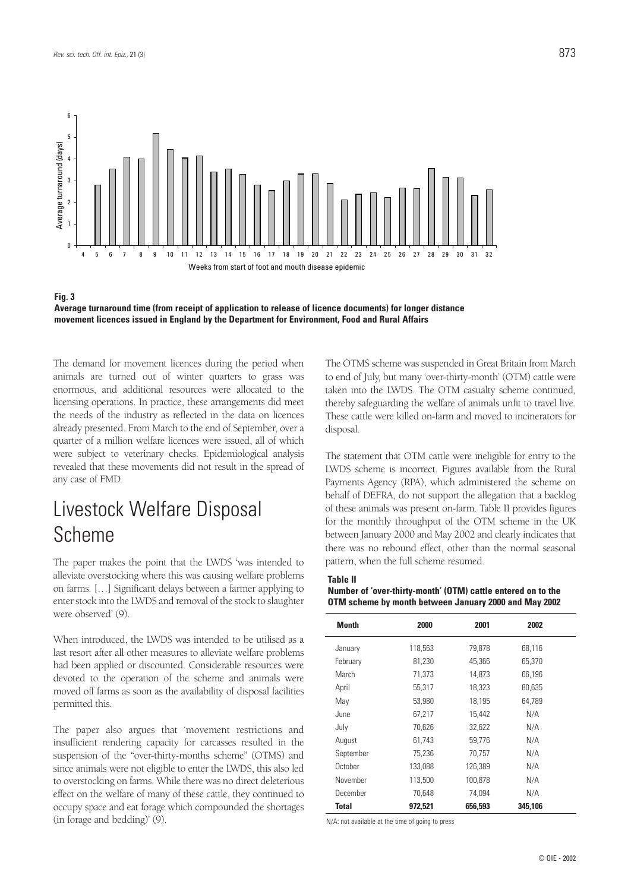**Fig. 3**
**Average turnaround time (from receipt of application to release of licence documents) for longer distance movement licences issued in England by the Department for Environment, Food and Rural Affairs**

The demand for movement licences during the period when animals are turned out of winter quarters to grass was enormous, and additional resources were allocated to the licensing operations. In practice, these arrangements did meet the needs of the industry as reflected in the data on licences already presented. From March to the end of September, over a quarter of a million welfare licences were issued, all of which were subject to veterinary checks. Epidemiological analysis revealed that these movements did not result in the spread of any case of FMD.

# Livestock Welfare Disposal Scheme

The paper makes the point that the LWDS 'was intended to alleviate overstocking where this was causing welfare problems on farms. […] Significant delays between a farmer applying to enter stock into the LWDS and removal of the stock to slaughter were observed' (9).

When introduced, the LWDS was intended to be utilised as a last resort after all other measures to alleviate welfare problems had been applied or discounted. Considerable resources were devoted to the operation of the scheme and animals were moved off farms as soon as the availability of disposal facilities permitted this.

The paper also argues that 'movement restrictions and insufficient rendering capacity for carcasses resulted in the suspension of the "over-thirty-months scheme" (OTMS) and since animals were not eligible to enter the LWDS, this also led to overstocking on farms. While there was no direct deleterious effect on the welfare of many of these cattle, they continued to occupy space and eat forage which compounded the shortages (in forage and bedding)' (9).

The OTMS scheme was suspended in Great Britain from March to end of July, but many 'over-thirty-month' (OTM) cattle were taken into the LWDS. The OTM casualty scheme continued, thereby safeguarding the welfare of animals unfit to travel live. These cattle were killed on-farm and moved to incinerators for disposal.

The statement that OTM cattle were ineligible for entry to the LWDS scheme is incorrect. Figures available from the Rural Payments Agency (RPA), which administered the scheme on behalf of DEFRA, do not support the allegation that a backlog of these animals was present on-farm. Table II provides figures for the monthly throughput of the OTM scheme in the UK between January 2000 and May 2002 and clearly indicates that there was no rebound effect, other than the normal seasonal pattern, when the full scheme resumed.

**Table II**
**Number of 'over-thirty-month' (OTM) cattle entered on to the OTM scheme by month between January 2000 and May 2002**

| Month | 2000 | 2001 | 2002 |
|---|---|---|---|
| January | 118,563 | 79,878 | 68,116 |
| February | 81,230 | 45,366 | 65,370 |
| March | 71,373 | 14,873 | 66,196 |
| April | 55,317 | 18,323 | 80,635 |
| May | 53,980 | 18,195 | 64,789 |
| June | 67,217 | 15,442 | N/A |
| July | 70,626 | 32,622 | N/A |
| August | 61,743 | 59,776 | N/A |
| September | 75,236 | 70,757 | N/A |
| October | 133,088 | 126,389 | N/A |
| November | 113,500 | 100,878 | N/A |
| December | 70,648 | 74,094 | N/A |
| **Total** | **972,521** | **656,593** | **345,106** |

N/A: not available at the time of going to press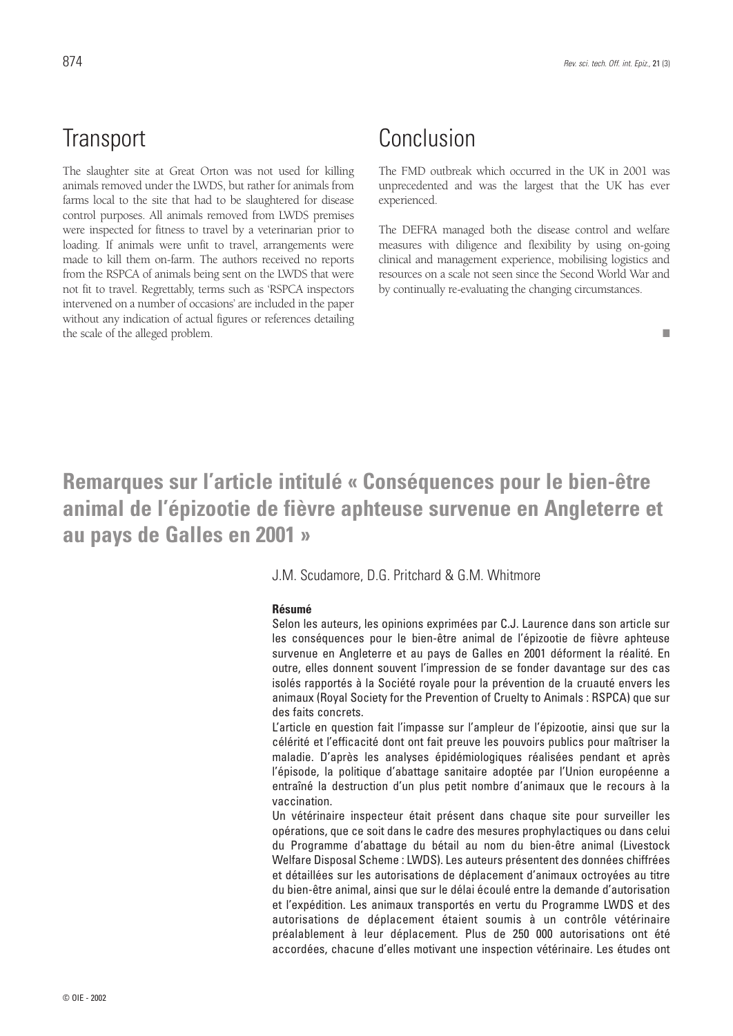## Transport

The slaughter site at Great Orton was not used for killing animals removed under the LWDS, but rather for animals from farms local to the site that had to be slaughtered for disease control purposes. All animals removed from LWDS premises were inspected for fitness to travel by a veterinarian prior to loading. If animals were unfit to travel, arrangements were made to kill them on-farm. The authors received no reports from the RSPCA of animals being sent on the LWDS that were not fit to travel. Regrettably, terms such as 'RSPCA inspectors intervened on a number of occasions' are included in the paper without any indication of actual figures or references detailing the scale of the alleged problem.

## Conclusion

The FMD outbreak which occurred in the UK in 2001 was unprecedented and was the largest that the UK has ever experienced.

The DEFRA managed both the disease control and welfare measures with diligence and flexibility by using on-going clinical and management experience, mobilising logistics and resources on a scale not seen since the Second World War and by continually re-evaluating the changing circumstances.

■

# Remarques sur l'article intitulé « Conséquences pour le bien-être animal de l'épizootie de fièvre aphteuse survenue en Angleterre et au pays de Galles en 2001 »

J.M. Scudamore, D.G. Pritchard & G.M. Whitmore

**Résumé**

Selon les auteurs, les opinions exprimées par C.J. Laurence dans son article sur les conséquences pour le bien-être animal de l'épizootie de fièvre aphteuse survenue en Angleterre et au pays de Galles en 2001 déforment la réalité. En outre, elles donnent souvent l'impression de se fonder davantage sur des cas isolés rapportés à la Société royale pour la prévention de la cruauté envers les animaux (Royal Society for the Prevention of Cruelty to Animals : RSPCA) que sur des faits concrets.

L'article en question fait l'impasse sur l'ampleur de l'épizootie, ainsi que sur la célérité et l'efficacité dont ont fait preuve les pouvoirs publics pour maîtriser la maladie. D'après les analyses épidémiologiques réalisées pendant et après l'épisode, la politique d'abattage sanitaire adoptée par l'Union européenne a entraîné la destruction d'un plus petit nombre d'animaux que le recours à la vaccination.

Un vétérinaire inspecteur était présent dans chaque site pour surveiller les opérations, que ce soit dans le cadre des mesures prophylactiques ou dans celui du Programme d'abattage du bétail au nom du bien-être animal (Livestock Welfare Disposal Scheme : LWDS). Les auteurs présentent des données chiffrées et détaillées sur les autorisations de déplacement d'animaux octroyées au titre du bien-être animal, ainsi que sur le délai écoulé entre la demande d'autorisation et l'expédition. Les animaux transportés en vertu du Programme LWDS et des autorisations de déplacement étaient soumis à un contrôle vétérinaire préalablement à leur déplacement. Plus de 250 000 autorisations ont été accordées, chacune d'elles motivant une inspection vétérinaire. Les études ont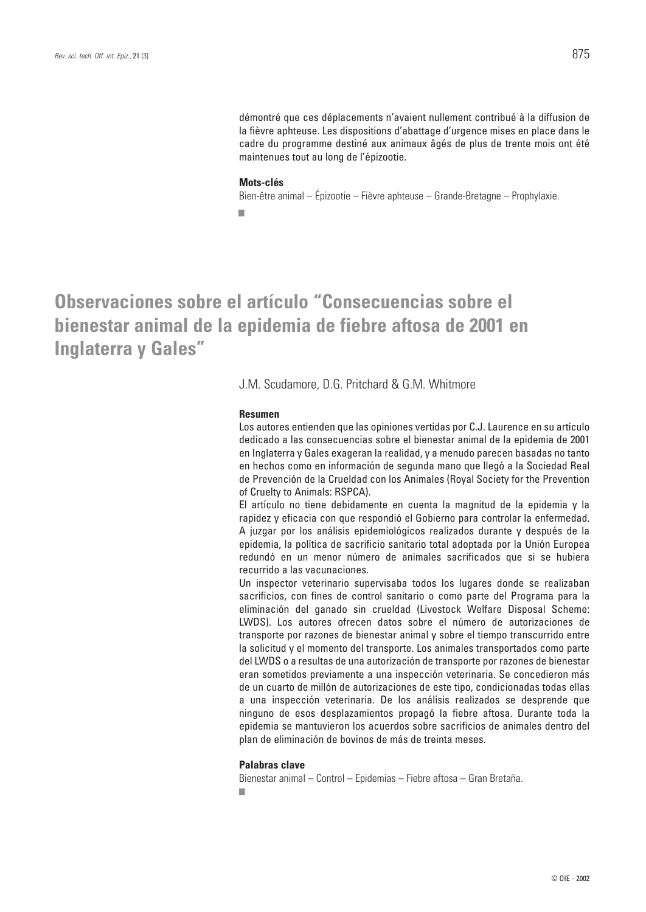démontré que ces déplacements n'avaient nullement contribué à la diffusion de la fièvre aphteuse. Les dispositions d'abattage d'urgence mises en place dans le cadre du programme destiné aux animaux âgés de plus de trente mois ont été maintenues tout au long de l'épizootie.

**Mots-clés**

Bien-être animal – Épizootie – Fièvre aphteuse – Grande-Bretagne – Prophylaxie.

# Observaciones sobre el artículo "Consecuencias sobre el bienestar animal de la epidemia de fiebre aftosa de 2001 en Inglaterra y Gales"

J.M. Scudamore, D.G. Pritchard & G.M. Whitmore

**Resumen**

Los autores entienden que las opiniones vertidas por C.J. Laurence en su artículo dedicado a las consecuencias sobre el bienestar animal de la epidemia de 2001 en Inglaterra y Gales exageran la realidad, y a menudo parecen basadas no tanto en hechos como en información de segunda mano que llegó a la Sociedad Real de Prevención de la Crueldad con los Animales (Royal Society for the Prevention of Cruelty to Animals: RSPCA).

El artículo no tiene debidamente en cuenta la magnitud de la epidemia y la rapidez y eficacia con que respondió el Gobierno para controlar la enfermedad. A juzgar por los análisis epidemiológicos realizados durante y después de la epidemia, la política de sacrificio sanitario total adoptada por la Unión Europea redundó en un menor número de animales sacrificados que si se hubiera recurrido a las vacunaciones.

Un inspector veterinario supervisaba todos los lugares donde se realizaban sacrificios, con fines de control sanitario o como parte del Programa para la eliminación del ganado sin crueldad (Livestock Welfare Disposal Scheme: LWDS). Los autores ofrecen datos sobre el número de autorizaciones de transporte por razones de bienestar animal y sobre el tiempo transcurrido entre la solicitud y el momento del transporte. Los animales transportados como parte del LWDS o a resultas de una autorización de transporte por razones de bienestar eran sometidos previamente a una inspección veterinaria. Se concedieron más de un cuarto de millón de autorizaciones de este tipo, condicionadas todas ellas a una inspección veterinaria. De los análisis realizados se desprende que ninguno de esos desplazamientos propagó la fiebre aftosa. Durante toda la epidemia se mantuvieron los acuerdos sobre sacrificios de animales dentro del plan de eliminación de bovinos de más de treinta meses.

**Palabras clave**

Bienestar animal – Control – Epidemias – Fiebre aftosa – Gran Bretaña.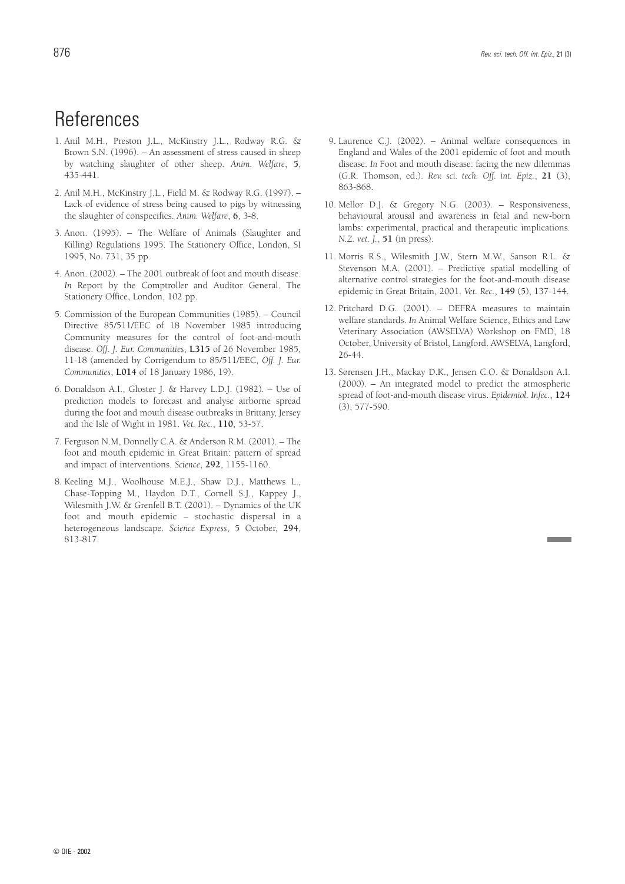# References

1. Anil M.H., Preston J.L., McKinstry J.L., Rodway R.G. & Brown S.N. (1996). – An assessment of stress caused in sheep by watching slaughter of other sheep. *Anim. Welfare*, **5**, 435-441.

2. Anil M.H., McKinstry J.L., Field M. & Rodway R.G. (1997). – Lack of evidence of stress being caused to pigs by witnessing the slaughter of conspecifics. *Anim. Welfare*, **6**, 3-8.

3. Anon. (1995). – The Welfare of Animals (Slaughter and Killing) Regulations 1995. The Stationery Office, London, SI 1995, No. 731, 35 pp.

4. Anon. (2002). – The 2001 outbreak of foot and mouth disease. *In* Report by the Comptroller and Auditor General. The Stationery Office, London, 102 pp.

5. Commission of the European Communities (1985). – Council Directive 85/511/EEC of 18 November 1985 introducing Community measures for the control of foot-and-mouth disease. *Off. J. Eur. Communities*, **L315** of 26 November 1985, 11-18 (amended by Corrigendum to 85/511/EEC, *Off. J. Eur. Communities*, **L014** of 18 January 1986, 19).

6. Donaldson A.I., Gloster J. & Harvey L.D.J. (1982). – Use of prediction models to forecast and analyse airborne spread during the foot and mouth disease outbreaks in Brittany, Jersey and the Isle of Wight in 1981. *Vet. Rec.*, **110**, 53-57.

7. Ferguson N.M, Donnelly C.A. & Anderson R.M. (2001). – The foot and mouth epidemic in Great Britain: pattern of spread and impact of interventions. *Science*, **292**, 1155-1160.

8. Keeling M.J., Woolhouse M.E.J., Shaw D.J., Matthews L., Chase-Topping M., Haydon D.T., Cornell S.J., Kappey J., Wilesmith J.W. & Grenfell B.T. (2001). – Dynamics of the UK foot and mouth epidemic – stochastic dispersal in a heterogeneous landscape. *Science Express*, 5 October, **294**, 813-817.

9. Laurence C.J. (2002). – Animal welfare consequences in England and Wales of the 2001 epidemic of foot and mouth disease. *In* Foot and mouth disease: facing the new dilemmas (G.R. Thomson, ed.). *Rev. sci. tech. Off. int. Epiz.*, **21** (3), 863-868.

10. Mellor D.J. & Gregory N.G. (2003). – Responsiveness, behavioural arousal and awareness in fetal and new-born lambs: experimental, practical and therapeutic implications. *N.Z. vet. J.*, **51** (in press).

11. Morris R.S., Wilesmith J.W., Stern M.W., Sanson R.L. & Stevenson M.A. (2001). – Predictive spatial modelling of alternative control strategies for the foot-and-mouth disease epidemic in Great Britain, 2001. *Vet. Rec.*, **149** (5), 137-144.

12. Pritchard D.G. (2001). – DEFRA measures to maintain welfare standards. *In* Animal Welfare Science, Ethics and Law Veterinary Association (AWSELVA) Workshop on FMD, 18 October, University of Bristol, Langford. AWSELVA, Langford, 26-44.

13. Sørensen J.H., Mackay D.K., Jensen C.O. & Donaldson A.I. (2000). – An integrated model to predict the atmospheric spread of foot-and-mouth disease virus. *Epidemiol. Infec.*, **124** (3), 577-590.